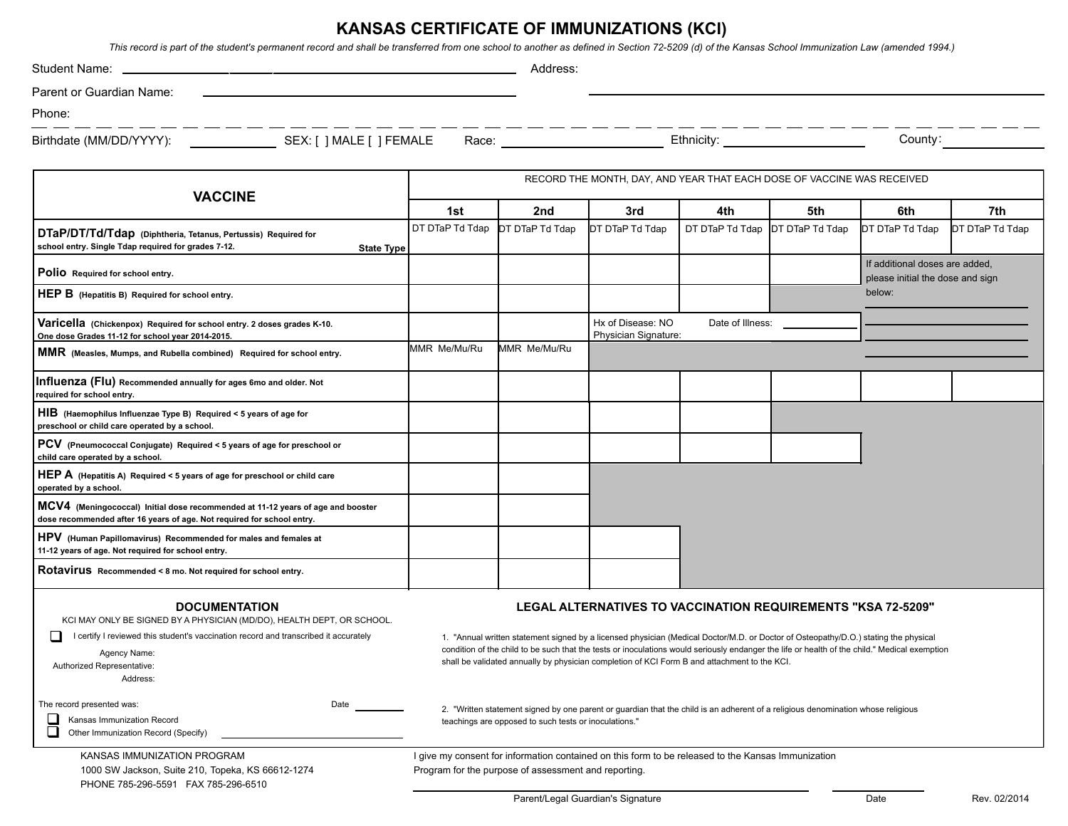# KANSAS CERTIFICATE OF IMMUNIZATIONS (KCI)

*This record is part of the student's permanent record and shall be transferred from one school to another as defined in Section 72-5209 (d) of the Kansas School Immunization Law (amended 1994.)*

Student Name: \_\_\_\_\_\_\_\_\_\_\_\_\_\_\_\_\_\_\_\_\_\_\_\_\_\_\_\_\_\_\_\_ Address:

Parent or Guardian Name: \_\_\_\_\_\_\_\_\_\_\_\_\_\_\_\_\_\_\_\_\_\_\_\_\_\_\_\_\_\_\_\_

Phone:

Birthdate (MM/DD/YYYY): \_\_\_\_\_\_\_\_\_\_ SEX: [ ] MALE [ ] FEMALE Race: \_\_\_\_\_\_\_\_\_\_\_\_ Ethnicity: \_\_\_\_\_\_\_\_\_\_\_\_ County: \_\_\_\_\_\_\_\_\_\_

| VACCINE | RECORD THE MONTH, DAY, AND YEAR THAT EACH DOSE OF VACCINE WAS RECEIVED | | | | | | |
|---|---|---|---|---|---|---|---|
| | 1st | 2nd | 3rd | 4th | 5th | 6th | 7th |
| **DTaP/DT/Td/Tdap** (Diphtheria, Tetanus, Pertussis) Required for school entry. Single Tdap required for grades 7-12. State Type | DT DTaP Td Tdap | DT DTaP Td Tdap | DT DTaP Td Tdap | DT DTaP Td Tdap | DT DTaP Td Tdap | DT DTaP Td Tdap | DT DTaP Td Tdap |
| **Polio** Required for school entry. | | | | | | If additional doses are added, please initial the dose and sign below: | |
| **HEP B** (Hepatitis B) Required for school entry. | | | | | | | |
| **Varicella** (Chickenpox) Required for school entry. 2 doses grades K-10. One dose Grades 11-12 for school year 2014-2015. | | | Hx of Disease: NO Physician Signature: | Date of Illness: | | | |
| **MMR** (Measles, Mumps, and Rubella combined) Required for school entry. | MMR Me/Mu/Ru | MMR Me/Mu/Ru | | | | | |
| **Influenza (Flu)** Recommended annually for ages 6mo and older. Not required for school entry. | | | | | | | |
| **HIB** (Haemophilus Influenzae Type B) Required < 5 years of age for preschool or child care operated by a school. | | | | | | | |
| **PCV** (Pneumococcal Conjugate) Required < 5 years of age for preschool or child care operated by a school. | | | | | | | |
| **HEP A** (Hepatitis A) Required < 5 years of age for preschool or child care operated by a school. | | | | | | | |
| **MCV4** (Meningococcal) Initial dose recommended at 11-12 years of age and booster dose recommended after 16 years of age. Not required for school entry. | | | | | | | |
| **HPV** (Human Papillomavirus) Recommended for males and females at 11-12 years of age. Not required for school entry. | | | | | | | |
| **Rotavirus** Recommended < 8 mo. Not required for school entry. | | | | | | | |

## DOCUMENTATION

KCI MAY ONLY BE SIGNED BY A PHYSICIAN (MD/DO), HEALTH DEPT, OR SCHOOL.

- [ ] I certify I reviewed this student's vaccination record and transcribed it accurately

Agency Name:

Authorized Representative:

Address:

The record presented was: Date \_\_\_\_\_\_\_\_

- [ ] Kansas Immunization Record
- [ ] Other Immunization Record (Specify) \_\_\_\_\_\_\_\_\_\_\_\_\_\_\_\_

## LEGAL ALTERNATIVES TO VACCINATION REQUIREMENTS "KSA 72-5209"

1. "Annual written statement signed by a licensed physician (Medical Doctor/M.D. or Doctor of Osteopathy/D.O.) stating the physical condition of the child to be such that the tests or inoculations would seriously endanger the life or health of the child." Medical exemption shall be validated annually by physician completion of KCI Form B and attachment to the KCI.

2. "Written statement signed by one parent or guardian that the child is an adherent of a religious denomination whose religious teachings are opposed to such tests or inoculations."

KANSAS IMMUNIZATION PROGRAM
1000 SW Jackson, Suite 210, Topeka, KS 66612-1274
PHONE 785-296-5591 FAX 785-296-6510

I give my consent for information contained on this form to be released to the Kansas Immunization Program for the purpose of assessment and reporting.

\_\_\_\_\_\_\_\_\_\_\_\_\_\_\_\_\_\_\_\_\_\_\_\_\_\_\_\_\_\_ \_\_\_\_\_\_\_\_\_\_

Parent/Legal Guardian's Signature Date

Rev. 02/2014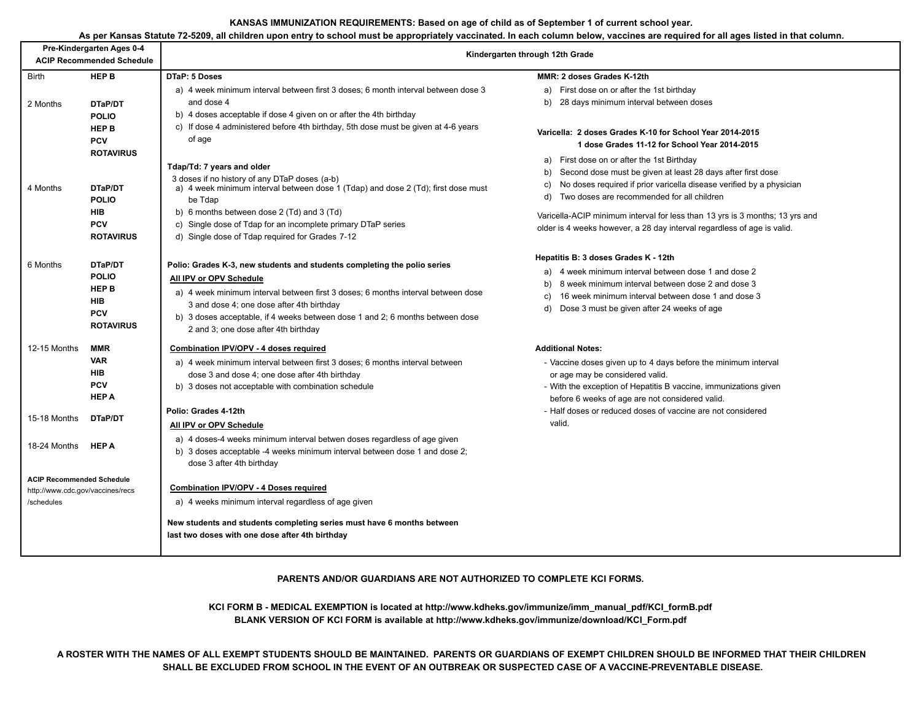**KANSAS IMMUNIZATION REQUIREMENTS: Based on age of child as of September 1 of current school year.**

**As per Kansas Statute 72-5209, all children upon entry to school must be appropriately vaccinated. In each column below, vaccines are required for all ages listed in that column.**

## Pre-Kindergarten Ages 0-4 — ACIP Recommended Schedule

| | |
|---|---|
| Birth | **HEP B** |
| 2 Months | **DTaP/DT**<br>**POLIO**<br>**HEP B**<br>**PCV**<br>**ROTAVIRUS** |
| 4 Months | **DTaP/DT**<br>**POLIO**<br>**HIB**<br>**PCV**<br>**ROTAVIRUS** |
| 6 Months | **DTaP/DT**<br>**POLIO**<br>**HEP B**<br>**HIB**<br>**PCV**<br>**ROTAVIRUS** |
| 12-15 Months | **MMR**<br>**VAR**<br>**HIB**<br>**PCV**<br>**HEP A** |
| 15-18 Months | **DTaP/DT** |
| 18-24 Months | **HEP A** |

**ACIP Recommended Schedule**
http://www.cdc.gov/vaccines/recs/schedules

## Kindergarten through 12th Grade

**DTaP: 5 Doses**

a) 4 week minimum interval between first 3 doses; 6 month interval between dose 3 and dose 4
b) 4 doses acceptable if dose 4 given on or after the 4th birthday
c) If dose 4 administered before 4th birthday, 5th dose must be given at 4-6 years of age

**Tdap/Td: 7 years and older**

3 doses if no history of any DTaP doses (a-b)
a) 4 week minimum interval between dose 1 (Tdap) and dose 2 (Td); first dose must be Tdap
b) 6 months between dose 2 (Td) and 3 (Td)
c) Single dose of Tdap for an incomplete primary DTaP series
d) Single dose of Tdap required for Grades 7-12

**Polio: Grades K-3, new students and students completing the polio series**

**All IPV or OPV Schedule**

a) 4 week minimum interval between first 3 doses; 6 months interval between dose 3 and dose 4; one dose after 4th birthday
b) 3 doses acceptable, if 4 weeks between dose 1 and 2; 6 months between dose 2 and 3; one dose after 4th birthday

**Combination IPV/OPV - 4 doses required**

a) 4 week minimum interval between first 3 doses; 6 months interval between dose 3 and dose 4; one dose after 4th birthday
b) 3 doses not acceptable with combination schedule

**Polio: Grades 4-12th**

**All IPV or OPV Schedule**

a) 4 doses-4 weeks minimum interval betwen doses regardless of age given
b) 3 doses acceptable -4 weeks minimum interval between dose 1 and dose 2; dose 3 after 4th birthday

**Combination IPV/OPV - 4 Doses required**

a) 4 weeks minimum interval regardless of age given

**New students and students completing series must have 6 months between last two doses with one dose after 4th birthday**

**MMR: 2 doses Grades K-12th**

a) First dose on or after the 1st birthday
b) 28 days minimum interval between doses

**Varicella: 2 doses Grades K-10 for School Year 2014-2015**
**1 dose Grades 11-12 for School Year 2014-2015**

a) First dose on or after the 1st Birthday
b) Second dose must be given at least 28 days after first dose
c) No doses required if prior varicella disease verified by a physician
d) Two doses are recommended for all children

Varicella-ACIP minimum interval for less than 13 yrs is 3 months; 13 yrs and older is 4 weeks however, a 28 day interval regardless of age is valid.

**Hepatitis B: 3 doses Grades K - 12th**

a) 4 week minimum interval between dose 1 and dose 2
b) 8 week minimum interval between dose 2 and dose 3
c) 16 week minimum interval between dose 1 and dose 3
d) Dose 3 must be given after 24 weeks of age

**Additional Notes:**

- Vaccine doses given up to 4 days before the minimum interval or age may be considered valid.
- With the exception of Hepatitis B vaccine, immunizations given before 6 weeks of age are not considered valid.
- Half doses or reduced doses of vaccine are not considered valid.

**PARENTS AND/OR GUARDIANS ARE NOT AUTHORIZED TO COMPLETE KCI FORMS.**

**KCI FORM B - MEDICAL EXEMPTION is located at http://www.kdheks.gov/immunize/imm_manual_pdf/KCI_formB.pdf**
**BLANK VERSION OF KCI FORM is available at http://www.kdheks.gov/immunize/download/KCI_Form.pdf**

**A ROSTER WITH THE NAMES OF ALL EXEMPT STUDENTS SHOULD BE MAINTAINED. PARENTS OR GUARDIANS OF EXEMPT CHILDREN SHOULD BE INFORMED THAT THEIR CHILDREN SHALL BE EXCLUDED FROM SCHOOL IN THE EVENT OF AN OUTBREAK OR SUSPECTED CASE OF A VACCINE-PREVENTABLE DISEASE.**